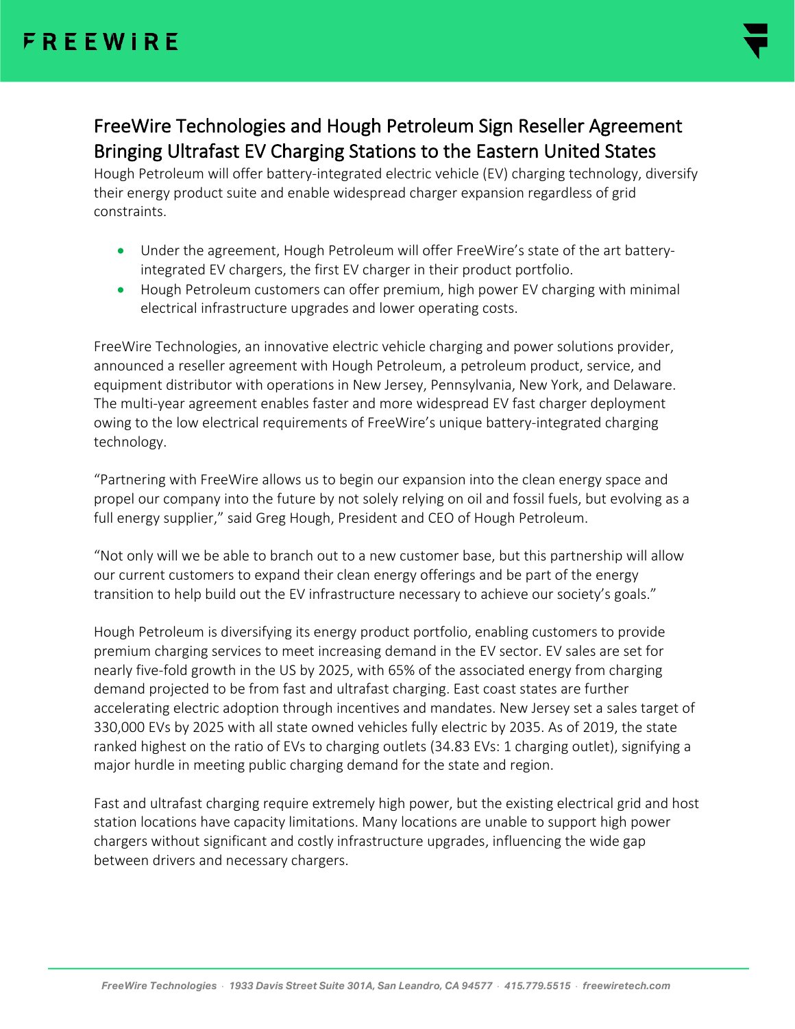# FreeWire Technologies and Hough Petroleum Sign Reseller Agreement Bringing Ultrafast EV Charging Stations to the Eastern United States

Hough Petroleum will offer battery-integrated electric vehicle (EV) charging technology, diversify their energy product suite and enable widespread charger expansion regardless of grid constraints.

- Under the agreement, Hough Petroleum will offer FreeWire's state of the art battery-integrated EV chargers, the first EV charger in their product portfolio.
- Hough Petroleum customers can offer premium, high power EV charging with minimal electrical infrastructure upgrades and lower operating costs.

FreeWire Technologies, an innovative electric vehicle charging and power solutions provider, announced a reseller agreement with Hough Petroleum, a petroleum product, service, and equipment distributor with operations in New Jersey, Pennsylvania, New York, and Delaware. The multi-year agreement enables faster and more widespread EV fast charger deployment owing to the low electrical requirements of FreeWire's unique battery-integrated charging technology.

"Partnering with FreeWire allows us to begin our expansion into the clean energy space and propel our company into the future by not solely relying on oil and fossil fuels, but evolving as a full energy supplier," said Greg Hough, President and CEO of Hough Petroleum.

"Not only will we be able to branch out to a new customer base, but this partnership will allow our current customers to expand their clean energy offerings and be part of the energy transition to help build out the EV infrastructure necessary to achieve our society's goals."

Hough Petroleum is diversifying its energy product portfolio, enabling customers to provide premium charging services to meet increasing demand in the EV sector. EV sales are set for nearly five-fold growth in the US by 2025, with 65% of the associated energy from charging demand projected to be from fast and ultrafast charging. East coast states are further accelerating electric adoption through incentives and mandates. New Jersey set a sales target of 330,000 EVs by 2025 with all state owned vehicles fully electric by 2035. As of 2019, the state ranked highest on the ratio of EVs to charging outlets (34.83 EVs: 1 charging outlet), signifying a major hurdle in meeting public charging demand for the state and region.

Fast and ultrafast charging require extremely high power, but the existing electrical grid and host station locations have capacity limitations. Many locations are unable to support high power chargers without significant and costly infrastructure upgrades, influencing the wide gap between drivers and necessary chargers.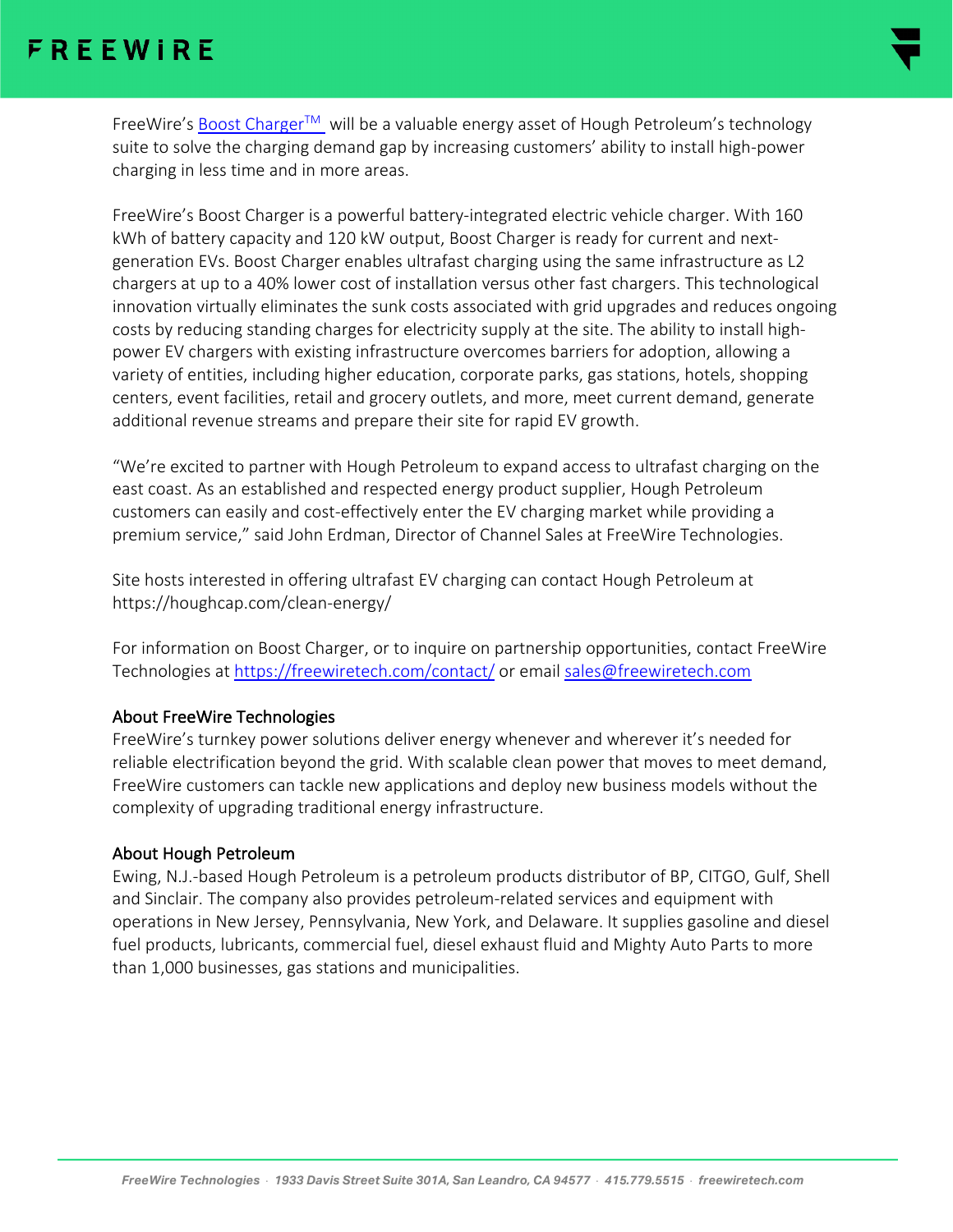FreeWire's Boost Charger™ will be a valuable energy asset of Hough Petroleum's technology suite to solve the charging demand gap by increasing customers' ability to install high-power charging in less time and in more areas.

FreeWire's Boost Charger is a powerful battery-integrated electric vehicle charger. With 160 kWh of battery capacity and 120 kW output, Boost Charger is ready for current and next-generation EVs. Boost Charger enables ultrafast charging using the same infrastructure as L2 chargers at up to a 40% lower cost of installation versus other fast chargers. This technological innovation virtually eliminates the sunk costs associated with grid upgrades and reduces ongoing costs by reducing standing charges for electricity supply at the site. The ability to install high-power EV chargers with existing infrastructure overcomes barriers for adoption, allowing a variety of entities, including higher education, corporate parks, gas stations, hotels, shopping centers, event facilities, retail and grocery outlets, and more, meet current demand, generate additional revenue streams and prepare their site for rapid EV growth.

"We're excited to partner with Hough Petroleum to expand access to ultrafast charging on the east coast. As an established and respected energy product supplier, Hough Petroleum customers can easily and cost-effectively enter the EV charging market while providing a premium service," said John Erdman, Director of Channel Sales at FreeWire Technologies.

Site hosts interested in offering ultrafast EV charging can contact Hough Petroleum at https://houghcap.com/clean-energy/

For information on Boost Charger, or to inquire on partnership opportunities, contact FreeWire Technologies at https://freewiretech.com/contact/ or email sales@freewiretech.com

## About FreeWire Technologies

FreeWire's turnkey power solutions deliver energy whenever and wherever it's needed for reliable electrification beyond the grid. With scalable clean power that moves to meet demand, FreeWire customers can tackle new applications and deploy new business models without the complexity of upgrading traditional energy infrastructure.

## About Hough Petroleum

Ewing, N.J.-based Hough Petroleum is a petroleum products distributor of BP, CITGO, Gulf, Shell and Sinclair. The company also provides petroleum-related services and equipment with operations in New Jersey, Pennsylvania, New York, and Delaware. It supplies gasoline and diesel fuel products, lubricants, commercial fuel, diesel exhaust fluid and Mighty Auto Parts to more than 1,000 businesses, gas stations and municipalities.